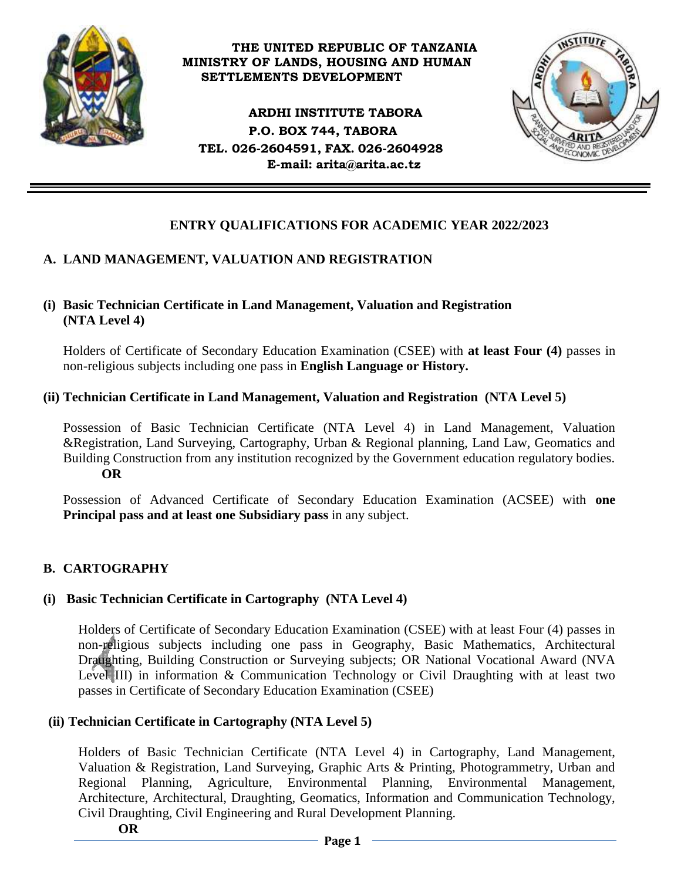**THE UNITED REPUBLIC OF TANZANIA**
**MINISTRY OF LANDS, HOUSING AND HUMAN SETTLEMENTS DEVELOPMENT**

**ARDHI INSTITUTE TABORA**
**P.O. BOX 744, TABORA**
**TEL. 026-2604591, FAX. 026-2604928**
**E-mail: arita@arita.ac.tz**

---

# ENTRY QUALIFICATIONS FOR ACADEMIC YEAR 2022/2023

## A. LAND MANAGEMENT, VALUATION AND REGISTRATION

### (i) Basic Technician Certificate in Land Management, Valuation and Registration (NTA Level 4)

Holders of Certificate of Secondary Education Examination (CSEE) with **at least Four (4)** passes in non-religious subjects including one pass in **English Language or History.**

### (ii) Technician Certificate in Land Management, Valuation and Registration (NTA Level 5)

Possession of Basic Technician Certificate (NTA Level 4) in Land Management, Valuation &Registration, Land Surveying, Cartography, Urban & Regional planning, Land Law, Geomatics and Building Construction from any institution recognized by the Government education regulatory bodies.

**OR**

Possession of Advanced Certificate of Secondary Education Examination (ACSEE) with **one Principal pass and at least one Subsidiary pass** in any subject.

## B. CARTOGRAPHY

### (i) Basic Technician Certificate in Cartography (NTA Level 4)

Holders of Certificate of Secondary Education Examination (CSEE) with at least Four (4) passes in non-religious subjects including one pass in Geography, Basic Mathematics, Architectural Draughting, Building Construction or Surveying subjects; OR National Vocational Award (NVA Level III) in information & Communication Technology or Civil Draughting with at least two passes in Certificate of Secondary Education Examination (CSEE)

### (ii) Technician Certificate in Cartography (NTA Level 5)

Holders of Basic Technician Certificate (NTA Level 4) in Cartography, Land Management, Valuation & Registration, Land Surveying, Graphic Arts & Printing, Photogrammetry, Urban and Regional Planning, Agriculture, Environmental Planning, Environmental Management, Architecture, Architectural, Draughting, Geomatics, Information and Communication Technology, Civil Draughting, Civil Engineering and Rural Development Planning.

**OR**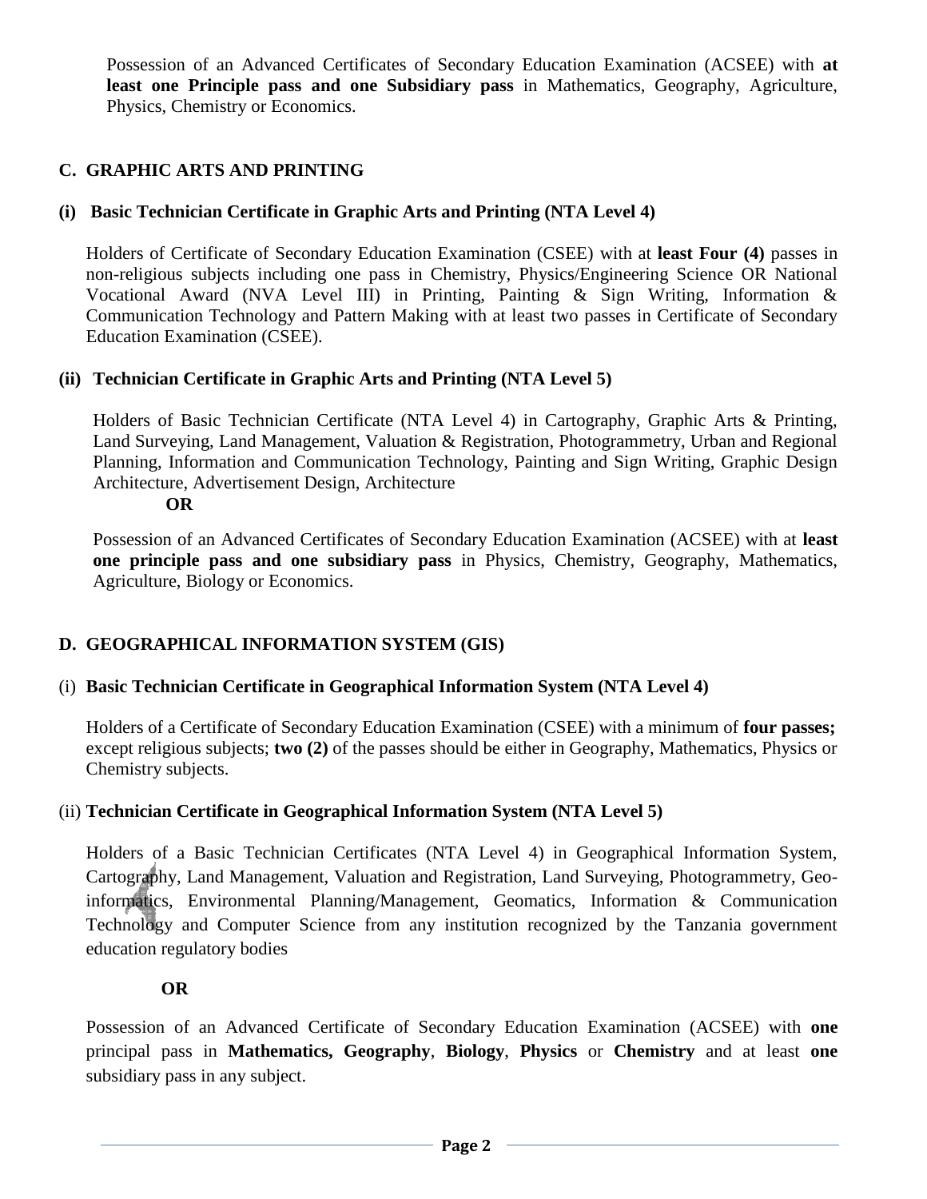Possession of an Advanced Certificates of Secondary Education Examination (ACSEE) with **at least one Principle pass and one Subsidiary pass** in Mathematics, Geography, Agriculture, Physics, Chemistry or Economics.

## C. GRAPHIC ARTS AND PRINTING

### (i) Basic Technician Certificate in Graphic Arts and Printing (NTA Level 4)

Holders of Certificate of Secondary Education Examination (CSEE) with at **least Four (4)** passes in non-religious subjects including one pass in Chemistry, Physics/Engineering Science OR National Vocational Award (NVA Level III) in Printing, Painting & Sign Writing, Information & Communication Technology and Pattern Making with at least two passes in Certificate of Secondary Education Examination (CSEE).

### (ii) Technician Certificate in Graphic Arts and Printing (NTA Level 5)

Holders of Basic Technician Certificate (NTA Level 4) in Cartography, Graphic Arts & Printing, Land Surveying, Land Management, Valuation & Registration, Photogrammetry, Urban and Regional Planning, Information and Communication Technology, Painting and Sign Writing, Graphic Design Architecture, Advertisement Design, Architecture

**OR**

Possession of an Advanced Certificates of Secondary Education Examination (ACSEE) with at **least one principle pass and one subsidiary pass** in Physics, Chemistry, Geography, Mathematics, Agriculture, Biology or Economics.

## D. GEOGRAPHICAL INFORMATION SYSTEM (GIS)

### (i) Basic Technician Certificate in Geographical Information System (NTA Level 4)

Holders of a Certificate of Secondary Education Examination (CSEE) with a minimum of **four passes;** except religious subjects; **two (2)** of the passes should be either in Geography, Mathematics, Physics or Chemistry subjects.

### (ii) Technician Certificate in Geographical Information System (NTA Level 5)

Holders of a Basic Technician Certificates (NTA Level 4) in Geographical Information System, Cartography, Land Management, Valuation and Registration, Land Surveying, Photogrammetry, Geo-informatics, Environmental Planning/Management, Geomatics, Information & Communication Technology and Computer Science from any institution recognized by the Tanzania government education regulatory bodies

**OR**

Possession of an Advanced Certificate of Secondary Education Examination (ACSEE) with **one** principal pass in **Mathematics, Geography**, **Biology**, **Physics** or **Chemistry** and at least **one** subsidiary pass in any subject.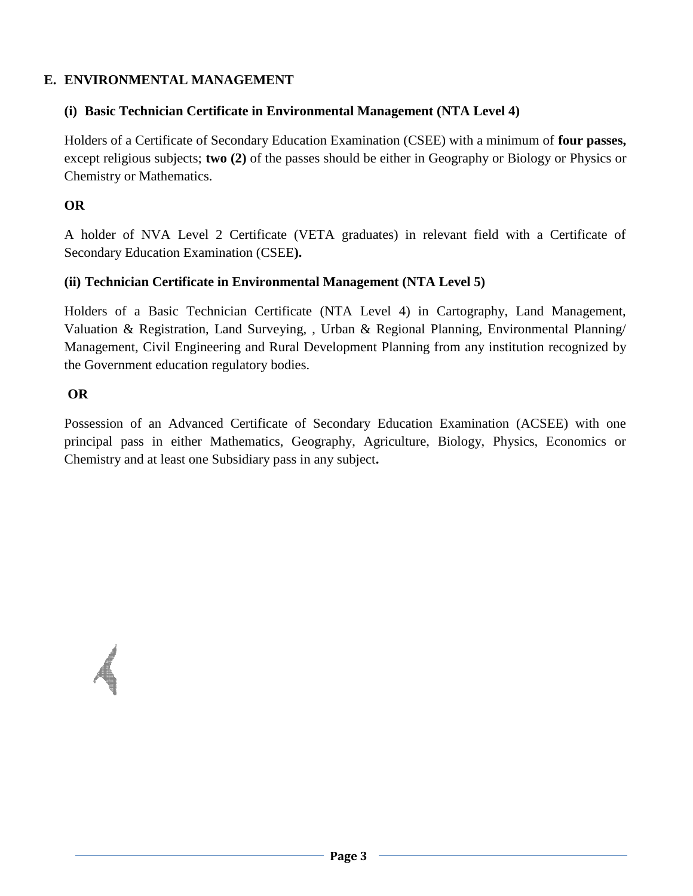## E. ENVIRONMENTAL MANAGEMENT

### (i) Basic Technician Certificate in Environmental Management (NTA Level 4)

Holders of a Certificate of Secondary Education Examination (CSEE) with a minimum of **four passes,** except religious subjects; **two (2)** of the passes should be either in Geography or Biology or Physics or Chemistry or Mathematics.

**OR**

A holder of NVA Level 2 Certificate (VETA graduates) in relevant field with a Certificate of Secondary Education Examination (CSEE**).**

### (ii) Technician Certificate in Environmental Management (NTA Level 5)

Holders of a Basic Technician Certificate (NTA Level 4) in Cartography, Land Management, Valuation & Registration, Land Surveying, , Urban & Regional Planning, Environmental Planning/ Management, Civil Engineering and Rural Development Planning from any institution recognized by the Government education regulatory bodies.

**OR**

Possession of an Advanced Certificate of Secondary Education Examination (ACSEE) with one principal pass in either Mathematics, Geography, Agriculture, Biology, Physics, Economics or Chemistry and at least one Subsidiary pass in any subject**.**